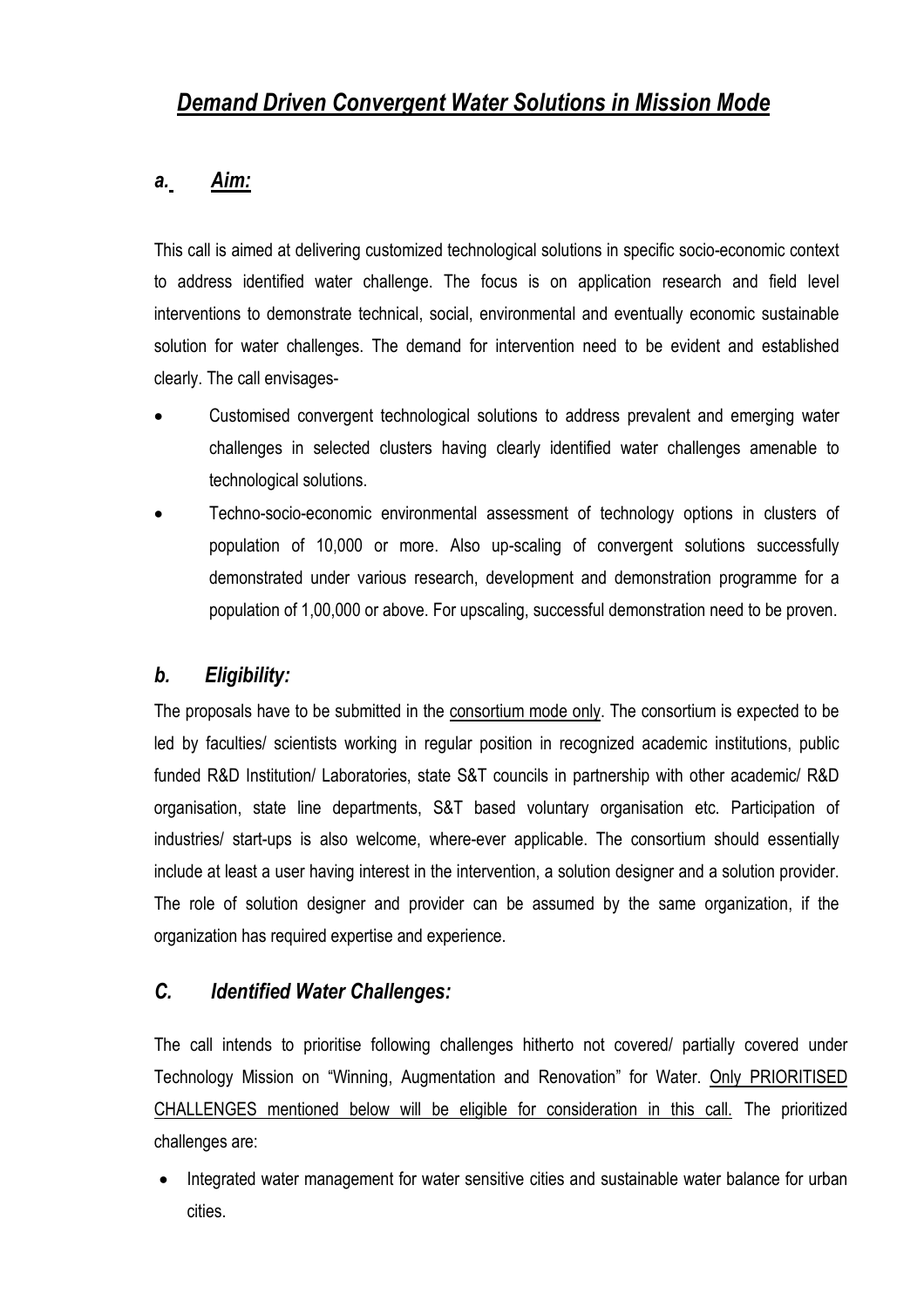# ***Demand Driven Convergent Water Solutions in Mission Mode***

## ***a. Aim:***

This call is aimed at delivering customized technological solutions in specific socio-economic context to address identified water challenge. The focus is on application research and field level interventions to demonstrate technical, social, environmental and eventually economic sustainable solution for water challenges. The demand for intervention need to be evident and established clearly. The call envisages-

- Customised convergent technological solutions to address prevalent and emerging water challenges in selected clusters having clearly identified water challenges amenable to technological solutions.
- Techno-socio-economic environmental assessment of technology options in clusters of population of 10,000 or more. Also up-scaling of convergent solutions successfully demonstrated under various research, development and demonstration programme for a population of 1,00,000 or above. For upscaling, successful demonstration need to be proven.

## ***b. Eligibility:***

The proposals have to be submitted in the consortium mode only. The consortium is expected to be led by faculties/ scientists working in regular position in recognized academic institutions, public funded R&D Institution/ Laboratories, state S&T councils in partnership with other academic/ R&D organisation, state line departments, S&T based voluntary organisation etc. Participation of industries/ start-ups is also welcome, where-ever applicable. The consortium should essentially include at least a user having interest in the intervention, a solution designer and a solution provider. The role of solution designer and provider can be assumed by the same organization, if the organization has required expertise and experience.

## ***C. Identified Water Challenges:***

The call intends to prioritise following challenges hitherto not covered/ partially covered under Technology Mission on "Winning, Augmentation and Renovation" for Water. Only PRIORITISED CHALLENGES mentioned below will be eligible for consideration in this call. The prioritized challenges are:

- Integrated water management for water sensitive cities and sustainable water balance for urban cities.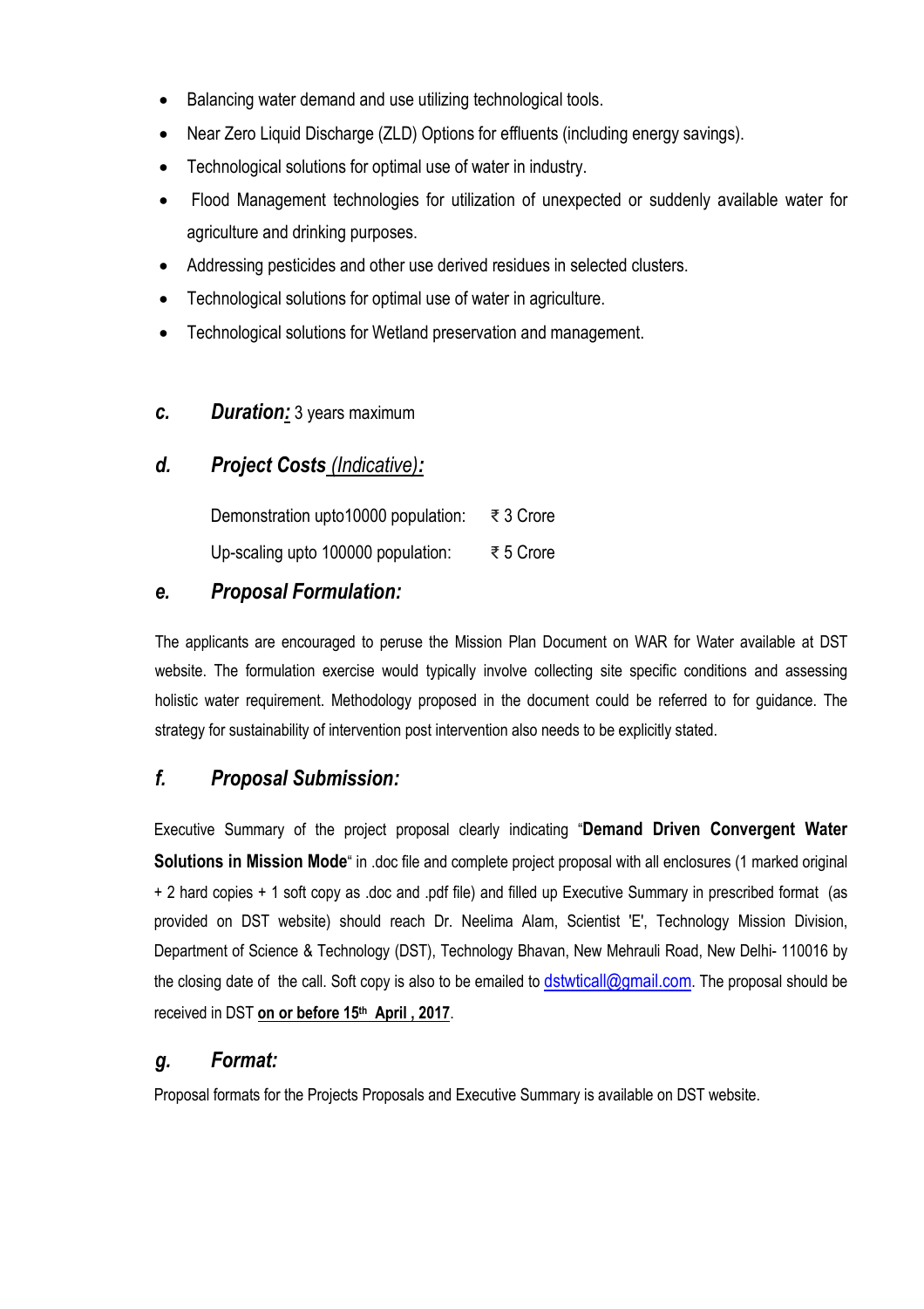- Balancing water demand and use utilizing technological tools.
- Near Zero Liquid Discharge (ZLD) Options for effluents (including energy savings).
- Technological solutions for optimal use of water in industry.
- Flood Management technologies for utilization of unexpected or suddenly available water for agriculture and drinking purposes.
- Addressing pesticides and other use derived residues in selected clusters.
- Technological solutions for optimal use of water in agriculture.
- Technological solutions for Wetland preservation and management.

### c. ***Duration:*** 3 years maximum

### d. ***Project Costs** (Indicative):*

| | |
|---|---|
| Demonstration upto10000 population: | ₹ 3 Crore |
| Up-scaling upto 100000 population: | ₹ 5 Crore |

### e. ***Proposal Formulation:***

The applicants are encouraged to peruse the Mission Plan Document on WAR for Water available at DST website. The formulation exercise would typically involve collecting site specific conditions and assessing holistic water requirement. Methodology proposed in the document could be referred to for guidance. The strategy for sustainability of intervention post intervention also needs to be explicitly stated.

### f. ***Proposal Submission:***

Executive Summary of the project proposal clearly indicating "**Demand Driven Convergent Water Solutions in Mission Mode**" in .doc file and complete project proposal with all enclosures (1 marked original + 2 hard copies + 1 soft copy as .doc and .pdf file) and filled up Executive Summary in prescribed format (as provided on DST website) should reach Dr. Neelima Alam, Scientist 'E', Technology Mission Division, Department of Science & Technology (DST), Technology Bhavan, New Mehrauli Road, New Delhi- 110016 by the closing date of the call. Soft copy is also to be emailed to dstwticall@gmail.com. The proposal should be received in DST **on or before 15th April , 2017**.

### g. ***Format:***

Proposal formats for the Projects Proposals and Executive Summary is available on DST website.